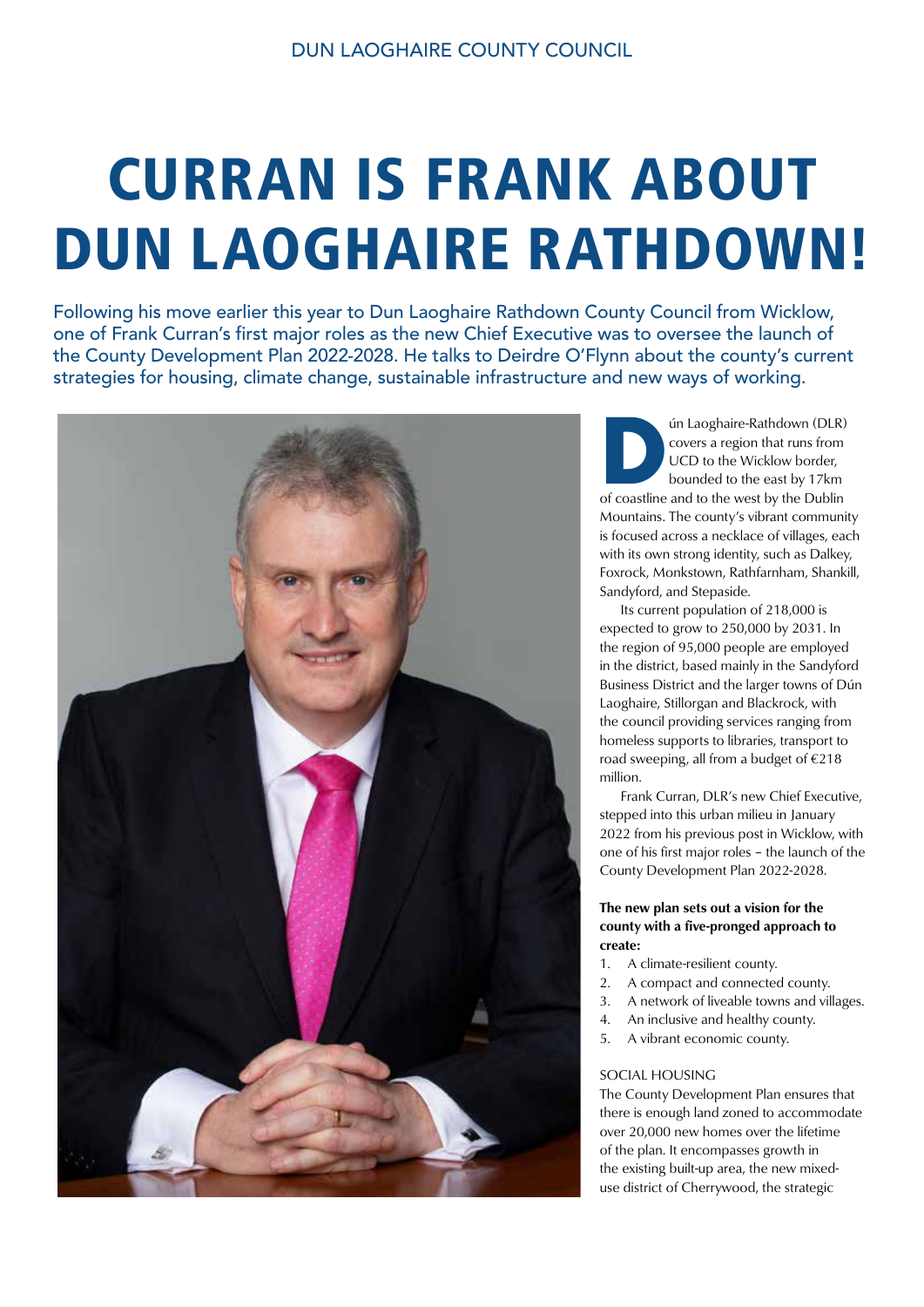# CURRAN IS FRANK ABOUT DUN LAOGHAIRE RATHDOWN!

Following his move earlier this year to Dun Laoghaire Rathdown County Council from Wicklow, one of Frank Curran's first major roles as the new Chief Executive was to oversee the launch of the County Development Plan 2022-2028. He talks to Deirdre O'Flynn about the county's current strategies for housing, climate change, sustainable infrastructure and new ways of working.

Dún Laoghaire-Rathdown (DLR) covers a region that runs from UCD to the Wicklow border, bounded to the east by 17km of coastline and to the west by the Dublin Mountains. The county's vibrant community is focused across a necklace of villages, each with its own strong identity, such as Dalkey, Foxrock, Monkstown, Rathfarnham, Shankill, Sandyford, and Stepaside.

Its current population of 218,000 is expected to grow to 250,000 by 2031. In the region of 95,000 people are employed in the district, based mainly in the Sandyford Business District and the larger towns of Dún Laoghaire, Stillorgan and Blackrock, with the council providing services ranging from homeless supports to libraries, transport to road sweeping, all from a budget of €218 million.

Frank Curran, DLR's new Chief Executive, stepped into this urban milieu in January 2022 from his previous post in Wicklow, with one of his first major roles – the launch of the County Development Plan 2022-2028.

**The new plan sets out a vision for the county with a five-pronged approach to create:**

1. A climate-resilient county.
2. A compact and connected county.
3. A network of liveable towns and villages.
4. An inclusive and healthy county.
5. A vibrant economic county.

### SOCIAL HOUSING

The County Development Plan ensures that there is enough land zoned to accommodate over 20,000 new homes over the lifetime of the plan. It encompasses growth in the existing built-up area, the new mixed-use district of Cherrywood, the strategic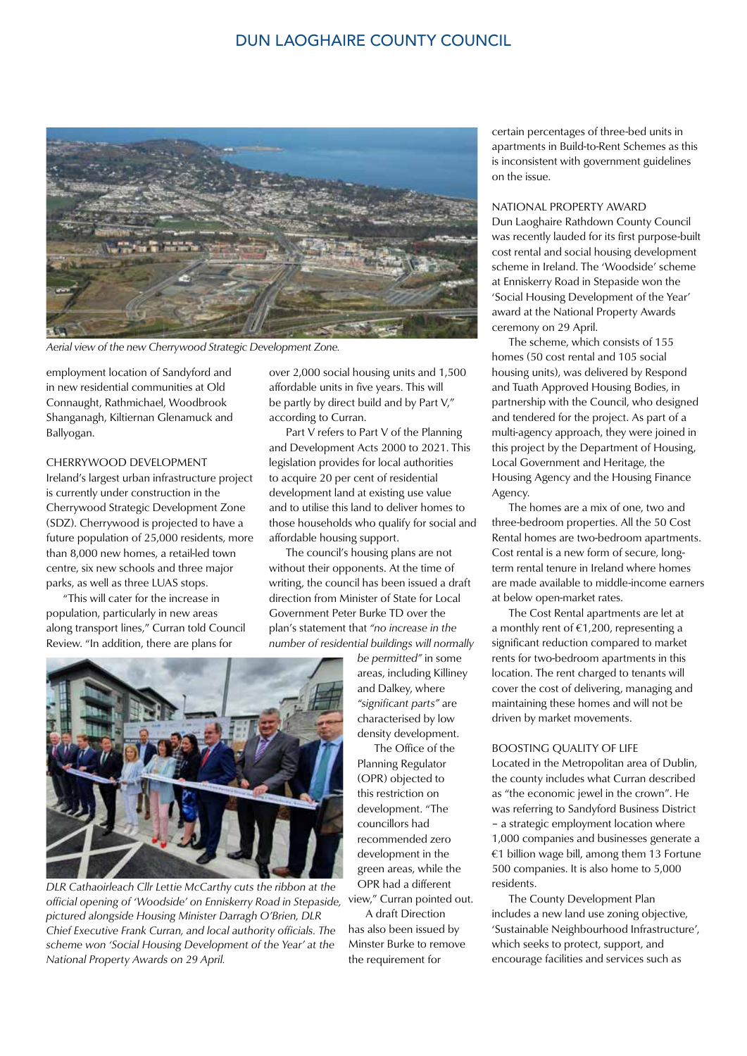*Aerial view of the new Cherrywood Strategic Development Zone.*

employment location of Sandyford and in new residential communities at Old Connaught, Rathmichael, Woodbrook Shanganagh, Kiltiernan Glenamuck and Ballyogan.

## CHERRYWOOD DEVELOPMENT

Ireland's largest urban infrastructure project is currently under construction in the Cherrywood Strategic Development Zone (SDZ). Cherrywood is projected to have a future population of 25,000 residents, more than 8,000 new homes, a retail-led town centre, six new schools and three major parks, as well as three LUAS stops.

"This will cater for the increase in population, particularly in new areas along transport lines," Curran told Council Review. "In addition, there are plans for over 2,000 social housing units and 1,500 affordable units in five years. This will be partly by direct build and by Part V," according to Curran.

Part V refers to Part V of the Planning and Development Acts 2000 to 2021. This legislation provides for local authorities to acquire 20 per cent of residential development land at existing use value and to utilise this land to deliver homes to those households who qualify for social and affordable housing support.

The council's housing plans are not without their opponents. At the time of writing, the council has been issued a draft direction from Minister of State for Local Government Peter Burke TD over the plan's statement that *"no increase in the number of residential buildings will normally be permitted"* in some areas, including Killiney and Dalkey, where *"significant parts"* are characterised by low density development.

The Office of the Planning Regulator (OPR) objected to this restriction on development. "The councillors had recommended zero development in the green areas, while the OPR had a different view," Curran pointed out.

A draft Direction has also been issued by Minster Burke to remove the requirement for certain percentages of three-bed units in apartments in Build-to-Rent Schemes as this is inconsistent with government guidelines on the issue.

*DLR Cathaoirleach Cllr Lettie McCarthy cuts the ribbon at the official opening of 'Woodside' on Enniskerry Road in Stepaside, pictured alongside Housing Minister Darragh O'Brien, DLR Chief Executive Frank Curran, and local authority officials. The scheme won 'Social Housing Development of the Year' at the National Property Awards on 29 April.*

## NATIONAL PROPERTY AWARD

Dun Laoghaire Rathdown County Council was recently lauded for its first purpose-built cost rental and social housing development scheme in Ireland. The 'Woodside' scheme at Enniskerry Road in Stepaside won the 'Social Housing Development of the Year' award at the National Property Awards ceremony on 29 April.

The scheme, which consists of 155 homes (50 cost rental and 105 social housing units), was delivered by Respond and Tuath Approved Housing Bodies, in partnership with the Council, who designed and tendered for the project. As part of a multi-agency approach, they were joined in this project by the Department of Housing, Local Government and Heritage, the Housing Agency and the Housing Finance Agency.

The homes are a mix of one, two and three-bedroom properties. All the 50 Cost Rental homes are two-bedroom apartments. Cost rental is a new form of secure, long-term rental tenure in Ireland where homes are made available to middle-income earners at below open-market rates.

The Cost Rental apartments are let at a monthly rent of €1,200, representing a significant reduction compared to market rents for two-bedroom apartments in this location. The rent charged to tenants will cover the cost of delivering, managing and maintaining these homes and will not be driven by market movements.

## BOOSTING QUALITY OF LIFE

Located in the Metropolitan area of Dublin, the county includes what Curran described as "the economic jewel in the crown". He was referring to Sandyford Business District – a strategic employment location where 1,000 companies and businesses generate a €1 billion wage bill, among them 13 Fortune 500 companies. It is also home to 5,000 residents.

The County Development Plan includes a new land use zoning objective, 'Sustainable Neighbourhood Infrastructure', which seeks to protect, support, and encourage facilities and services such as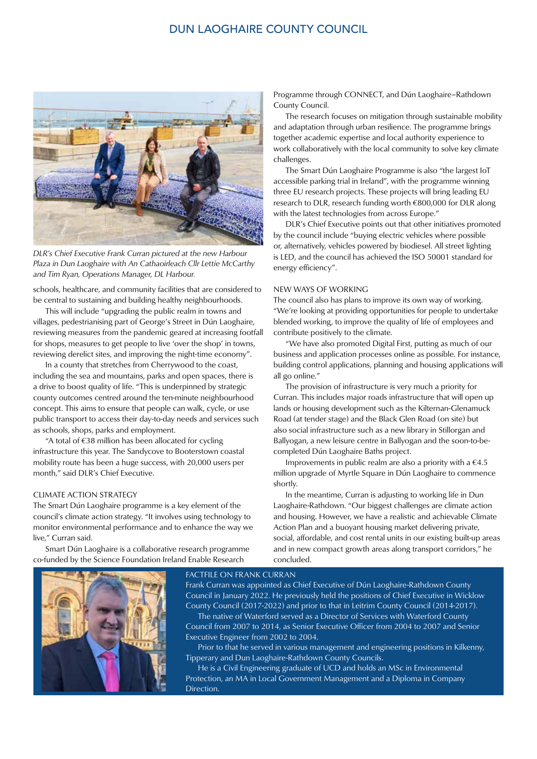*DLR's Chief Executive Frank Curran pictured at the new Harbour Plaza in Dun Laoghaire with An Cathaoirleach Cllr Lettie McCarthy and Tim Ryan, Operations Manager, DL Harbour.*

schools, healthcare, and community facilities that are considered to be central to sustaining and building healthy neighbourhoods.

This will include "upgrading the public realm in towns and villages, pedestrianising part of George's Street in Dún Laoghaire, reviewing measures from the pandemic geared at increasing footfall for shops, measures to get people to live 'over the shop' in towns, reviewing derelict sites, and improving the night-time economy".

In a county that stretches from Cherrywood to the coast, including the sea and mountains, parks and open spaces, there is a drive to boost quality of life. "This is underpinned by strategic county outcomes centred around the ten-minute neighbourhood concept. This aims to ensure that people can walk, cycle, or use public transport to access their day-to-day needs and services such as schools, shops, parks and employment.

"A total of €38 million has been allocated for cycling infrastructure this year. The Sandycove to Booterstown coastal mobility route has been a huge success, with 20,000 users per month," said DLR's Chief Executive.

## CLIMATE ACTION STRATEGY

The Smart Dún Laoghaire programme is a key element of the council's climate action strategy. "It involves using technology to monitor environmental performance and to enhance the way we live," Curran said.

Smart Dún Laoghaire is a collaborative research programme co-funded by the Science Foundation Ireland Enable Research Programme through CONNECT, and Dún Laoghaire–Rathdown County Council.

The research focuses on mitigation through sustainable mobility and adaptation through urban resilience. The programme brings together academic expertise and local authority experience to work collaboratively with the local community to solve key climate challenges.

The Smart Dún Laoghaire Programme is also "the largest IoT accessible parking trial in Ireland", with the programme winning three EU research projects. These projects will bring leading EU research to DLR, research funding worth €800,000 for DLR along with the latest technologies from across Europe."

DLR's Chief Executive points out that other initiatives promoted by the council include "buying electric vehicles where possible or, alternatively, vehicles powered by biodiesel. All street lighting is LED, and the council has achieved the ISO 50001 standard for energy efficiency".

## NEW WAYS OF WORKING

The council also has plans to improve its own way of working. "We're looking at providing opportunities for people to undertake blended working, to improve the quality of life of employees and contribute positively to the climate.

"We have also promoted Digital First, putting as much of our business and application processes online as possible. For instance, building control applications, planning and housing applications will all go online."

The provision of infrastructure is very much a priority for Curran. This includes major roads infrastructure that will open up lands or housing development such as the Kilternan-Glenamuck Road (at tender stage) and the Black Glen Road (on site) but also social infrastructure such as a new library in Stillorgan and Ballyogan, a new leisure centre in Ballyogan and the soon-to-be-completed Dún Laoghaire Baths project.

Improvements in public realm are also a priority with a €4.5 million upgrade of Myrtle Square in Dún Laoghaire to commence shortly.

In the meantime, Curran is adjusting to working life in Dun Laoghaire-Rathdown. "Our biggest challenges are climate action and housing. However, we have a realistic and achievable Climate Action Plan and a buoyant housing market delivering private, social, affordable, and cost rental units in our existing built-up areas and in new compact growth areas along transport corridors," he concluded.

## FACTFILE ON FRANK CURRAN

Frank Curran was appointed as Chief Executive of Dún Laoghaire-Rathdown County Council in January 2022. He previously held the positions of Chief Executive in Wicklow County Council (2017-2022) and prior to that in Leitrim County Council (2014-2017).

The native of Waterford served as a Director of Services with Waterford County Council from 2007 to 2014, as Senior Executive Officer from 2004 to 2007 and Senior Executive Engineer from 2002 to 2004.

Prior to that he served in various management and engineering positions in Kilkenny, Tipperary and Dun Laoghaire-Rathdown County Councils.

He is a Civil Engineering graduate of UCD and holds an MSc in Environmental Protection, an MA in Local Government Management and a Diploma in Company Direction.